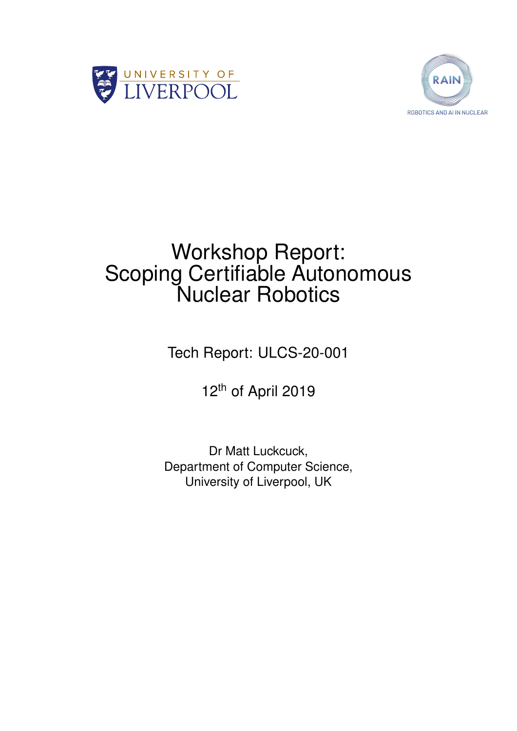UNIVERSITY OF LIVERPOOL

RAIN
ROBOTICS AND AI IN NUCLEAR

# Workshop Report: Scoping Certifiable Autonomous Nuclear Robotics

Tech Report: ULCS-20-001

12th of April 2019

Dr Matt Luckcuck,
Department of Computer Science,
University of Liverpool, UK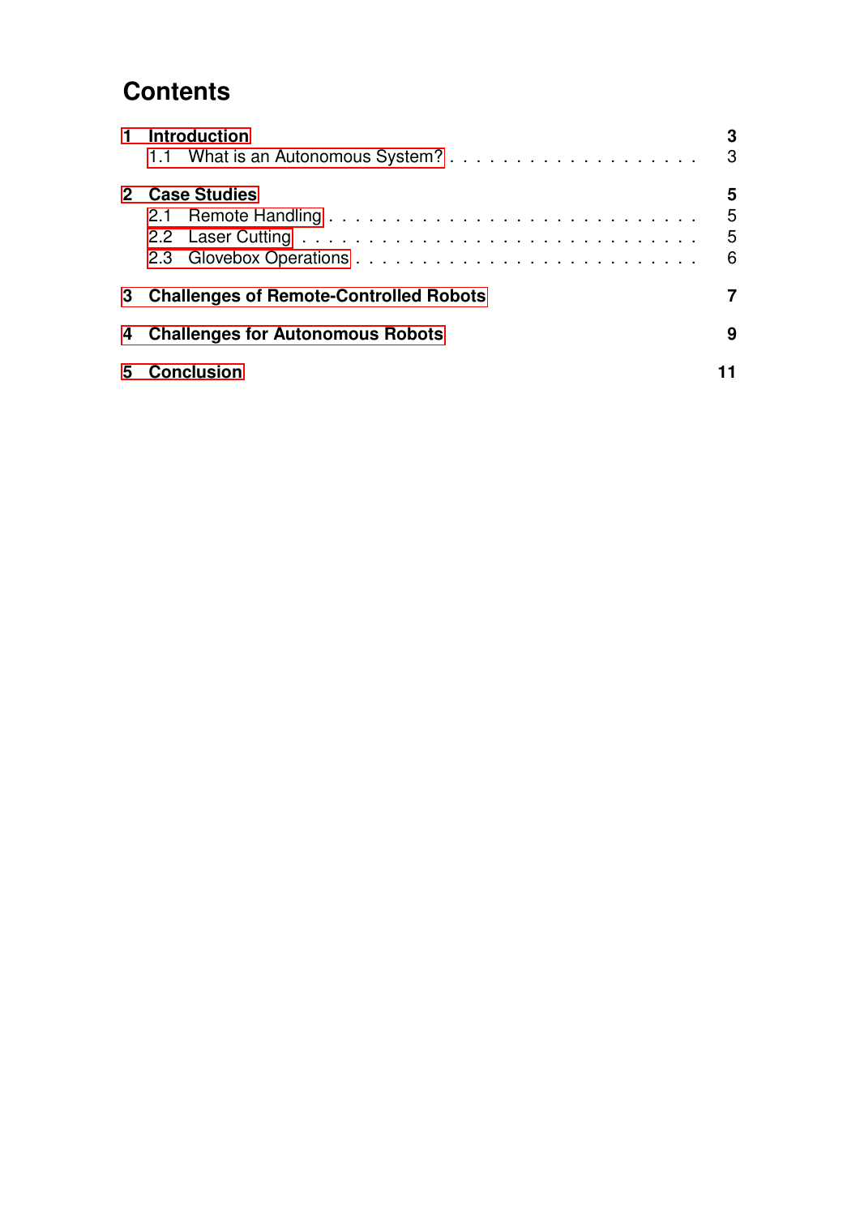# Contents

**1 Introduction** **3**
- 1.1 What is an Autonomous System? . . . . . . . . . . . . . . . . . . . 3

**2 Case Studies** **5**
- 2.1 Remote Handling . . . . . . . . . . . . . . . . . . . . . . . . . . . 5
- 2.2 Laser Cutting . . . . . . . . . . . . . . . . . . . . . . . . . . . . 5
- 2.3 Glovebox Operations . . . . . . . . . . . . . . . . . . . . . . . . . 6

**3 Challenges of Remote-Controlled Robots** **7**

**4 Challenges for Autonomous Robots** **9**

**5 Conclusion** **11**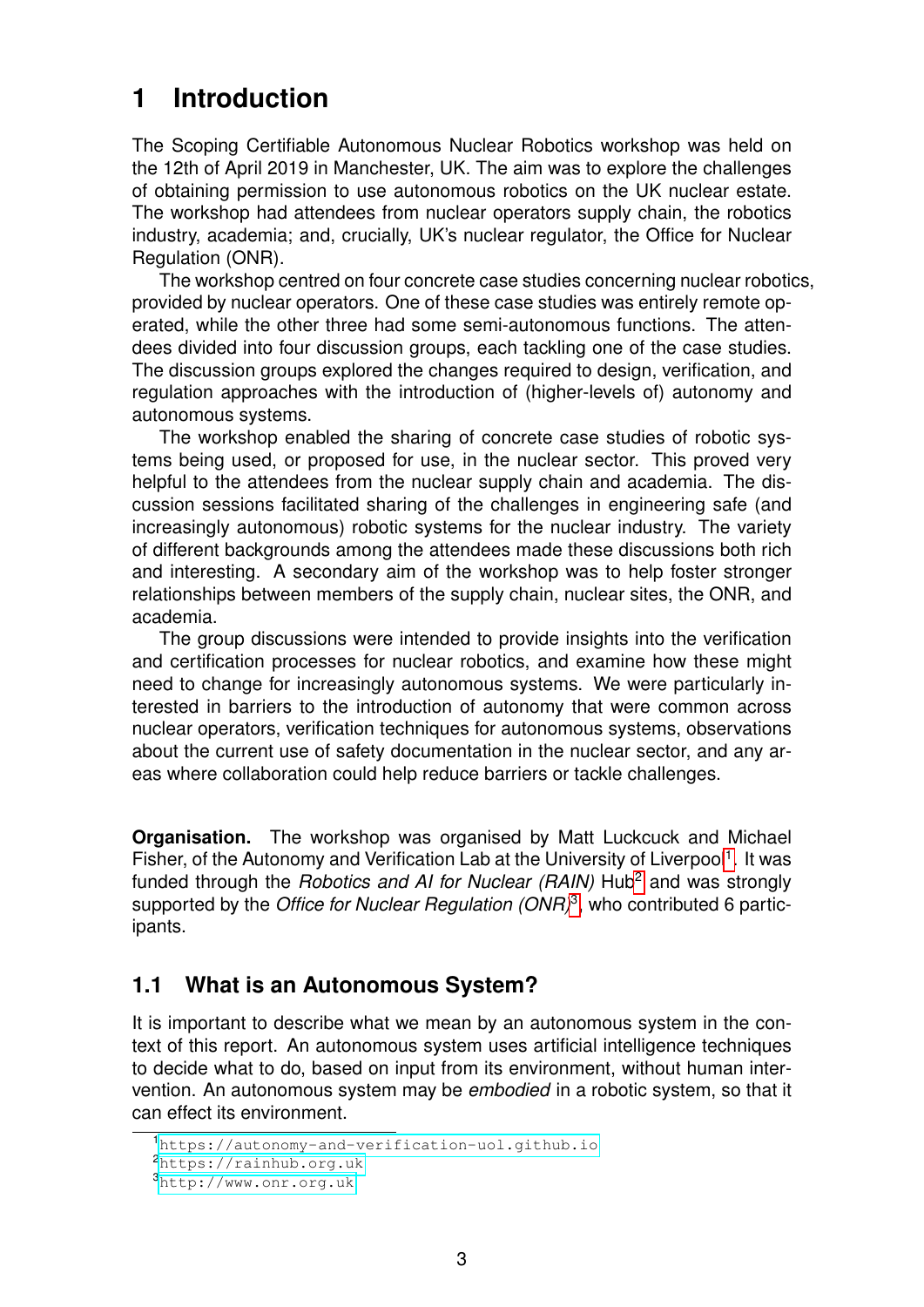# 1 Introduction

The Scoping Certifiable Autonomous Nuclear Robotics workshop was held on the 12th of April 2019 in Manchester, UK. The aim was to explore the challenges of obtaining permission to use autonomous robotics on the UK nuclear estate. The workshop had attendees from nuclear operators supply chain, the robotics industry, academia; and, crucially, UK's nuclear regulator, the Office for Nuclear Regulation (ONR).

The workshop centred on four concrete case studies concerning nuclear robotics, provided by nuclear operators. One of these case studies was entirely remote operated, while the other three had some semi-autonomous functions. The attendees divided into four discussion groups, each tackling one of the case studies. The discussion groups explored the changes required to design, verification, and regulation approaches with the introduction of (higher-levels of) autonomy and autonomous systems.

The workshop enabled the sharing of concrete case studies of robotic systems being used, or proposed for use, in the nuclear sector. This proved very helpful to the attendees from the nuclear supply chain and academia. The discussion sessions facilitated sharing of the challenges in engineering safe (and increasingly autonomous) robotic systems for the nuclear industry. The variety of different backgrounds among the attendees made these discussions both rich and interesting. A secondary aim of the workshop was to help foster stronger relationships between members of the supply chain, nuclear sites, the ONR, and academia.

The group discussions were intended to provide insights into the verification and certification processes for nuclear robotics, and examine how these might need to change for increasingly autonomous systems. We were particularly interested in barriers to the introduction of autonomy that were common across nuclear operators, verification techniques for autonomous systems, observations about the current use of safety documentation in the nuclear sector, and any areas where collaboration could help reduce barriers or tackle challenges.

**Organisation.** The workshop was organised by Matt Luckcuck and Michael Fisher, of the Autonomy and Verification Lab at the University of Liverpool[1]. It was funded through the *Robotics and AI for Nuclear (RAIN)* Hub[2] and was strongly supported by the *Office for Nuclear Regulation (ONR)*[3], who contributed 6 participants.

## 1.1 What is an Autonomous System?

It is important to describe what we mean by an autonomous system in the context of this report. An autonomous system uses artificial intelligence techniques to decide what to do, based on input from its environment, without human intervention. An autonomous system may be *embodied* in a robotic system, so that it can effect its environment.

[1] https://autonomy-and-verification-uol.github.io
[2] https://rainhub.org.uk
[3] http://www.onr.org.uk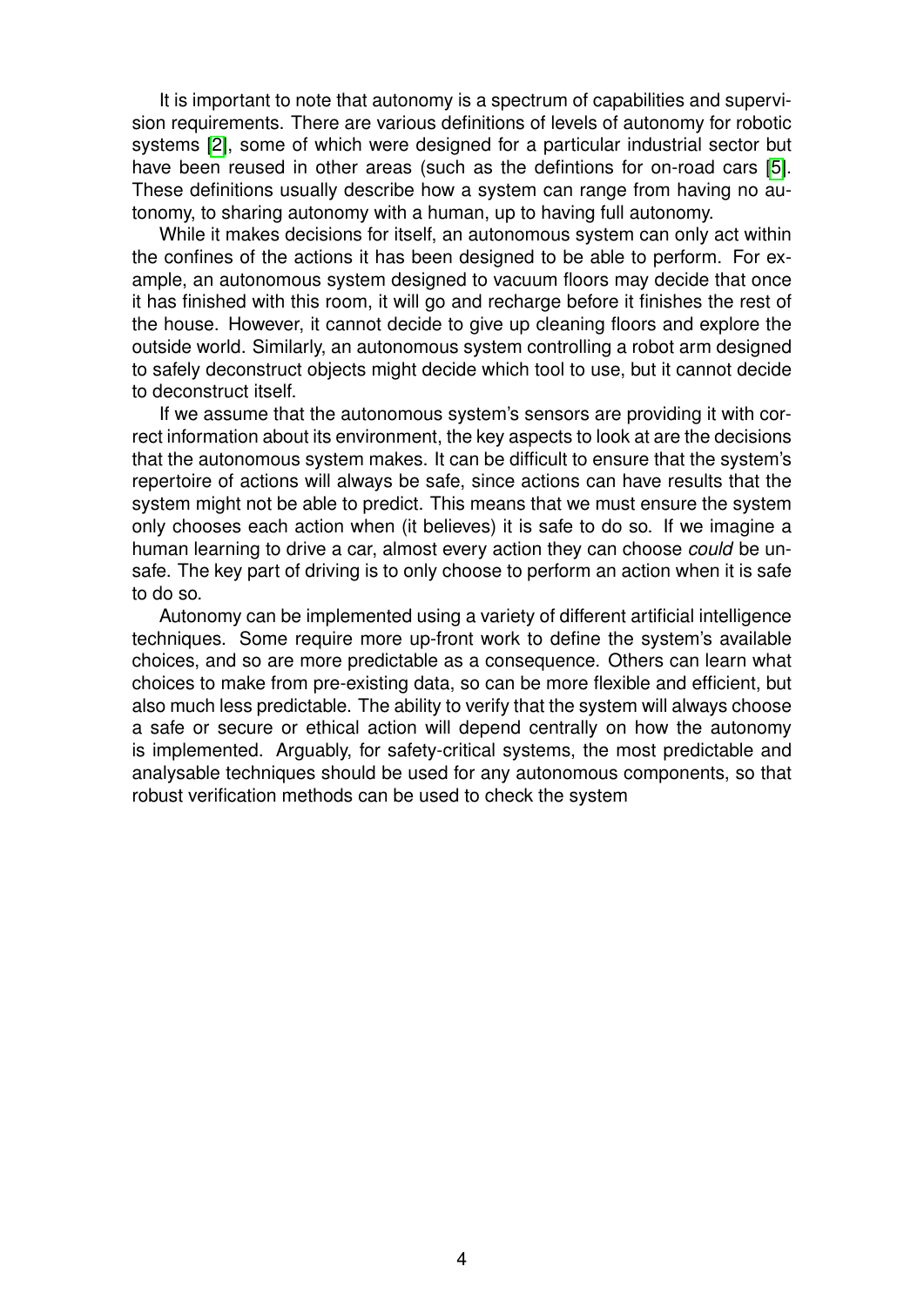It is important to note that autonomy is a spectrum of capabilities and supervision requirements. There are various definitions of levels of autonomy for robotic systems [2], some of which were designed for a particular industrial sector but have been reused in other areas (such as the defintions for on-road cars [5]. These definitions usually describe how a system can range from having no autonomy, to sharing autonomy with a human, up to having full autonomy.

While it makes decisions for itself, an autonomous system can only act within the confines of the actions it has been designed to be able to perform. For example, an autonomous system designed to vacuum floors may decide that once it has finished with this room, it will go and recharge before it finishes the rest of the house. However, it cannot decide to give up cleaning floors and explore the outside world. Similarly, an autonomous system controlling a robot arm designed to safely deconstruct objects might decide which tool to use, but it cannot decide to deconstruct itself.

If we assume that the autonomous system's sensors are providing it with correct information about its environment, the key aspects to look at are the decisions that the autonomous system makes. It can be difficult to ensure that the system's repertoire of actions will always be safe, since actions can have results that the system might not be able to predict. This means that we must ensure the system only chooses each action when (it believes) it is safe to do so. If we imagine a human learning to drive a car, almost every action they can choose *could* be unsafe. The key part of driving is to only choose to perform an action when it is safe to do so.

Autonomy can be implemented using a variety of different artificial intelligence techniques. Some require more up-front work to define the system's available choices, and so are more predictable as a consequence. Others can learn what choices to make from pre-existing data, so can be more flexible and efficient, but also much less predictable. The ability to verify that the system will always choose a safe or secure or ethical action will depend centrally on how the autonomy is implemented. Arguably, for safety-critical systems, the most predictable and analysable techniques should be used for any autonomous components, so that robust verification methods can be used to check the system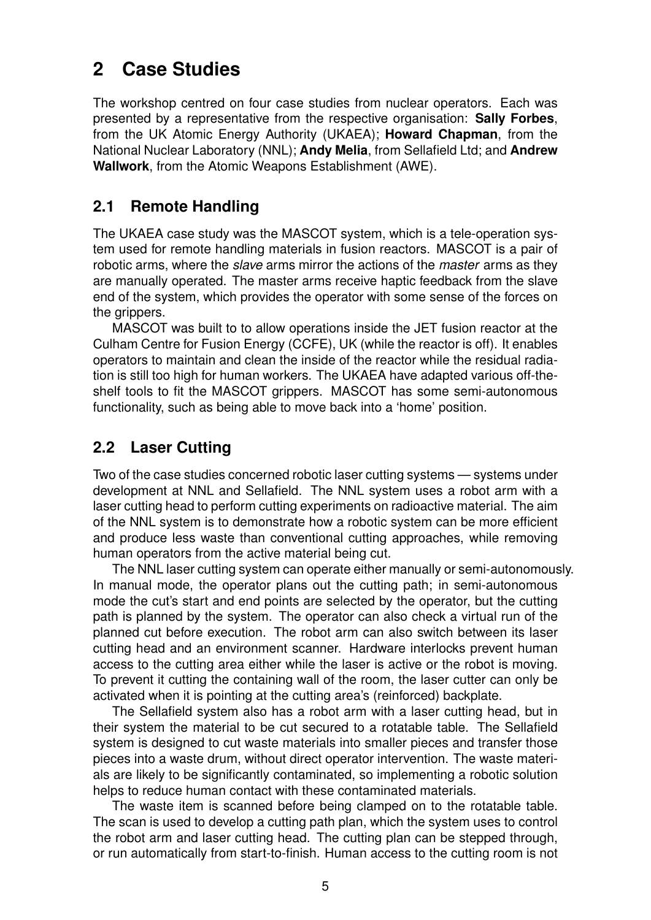## 2 Case Studies

The workshop centred on four case studies from nuclear operators. Each was presented by a representative from the respective organisation: **Sally Forbes**, from the UK Atomic Energy Authority (UKAEA); **Howard Chapman**, from the National Nuclear Laboratory (NNL); **Andy Melia**, from Sellafield Ltd; and **Andrew Wallwork**, from the Atomic Weapons Establishment (AWE).

### 2.1 Remote Handling

The UKAEA case study was the MASCOT system, which is a tele-operation system used for remote handling materials in fusion reactors. MASCOT is a pair of robotic arms, where the *slave* arms mirror the actions of the *master* arms as they are manually operated. The master arms receive haptic feedback from the slave end of the system, which provides the operator with some sense of the forces on the grippers.

MASCOT was built to to allow operations inside the JET fusion reactor at the Culham Centre for Fusion Energy (CCFE), UK (while the reactor is off). It enables operators to maintain and clean the inside of the reactor while the residual radiation is still too high for human workers. The UKAEA have adapted various off-the-shelf tools to fit the MASCOT grippers. MASCOT has some semi-autonomous functionality, such as being able to move back into a 'home' position.

### 2.2 Laser Cutting

Two of the case studies concerned robotic laser cutting systems — systems under development at NNL and Sellafield. The NNL system uses a robot arm with a laser cutting head to perform cutting experiments on radioactive material. The aim of the NNL system is to demonstrate how a robotic system can be more efficient and produce less waste than conventional cutting approaches, while removing human operators from the active material being cut.

The NNL laser cutting system can operate either manually or semi-autonomously. In manual mode, the operator plans out the cutting path; in semi-autonomous mode the cut's start and end points are selected by the operator, but the cutting path is planned by the system. The operator can also check a virtual run of the planned cut before execution. The robot arm can also switch between its laser cutting head and an environment scanner. Hardware interlocks prevent human access to the cutting area either while the laser is active or the robot is moving. To prevent it cutting the containing wall of the room, the laser cutter can only be activated when it is pointing at the cutting area's (reinforced) backplate.

The Sellafield system also has a robot arm with a laser cutting head, but in their system the material to be cut secured to a rotatable table. The Sellafield system is designed to cut waste materials into smaller pieces and transfer those pieces into a waste drum, without direct operator intervention. The waste materials are likely to be significantly contaminated, so implementing a robotic solution helps to reduce human contact with these contaminated materials.

The waste item is scanned before being clamped on to the rotatable table. The scan is used to develop a cutting path plan, which the system uses to control the robot arm and laser cutting head. The cutting plan can be stepped through, or run automatically from start-to-finish. Human access to the cutting room is not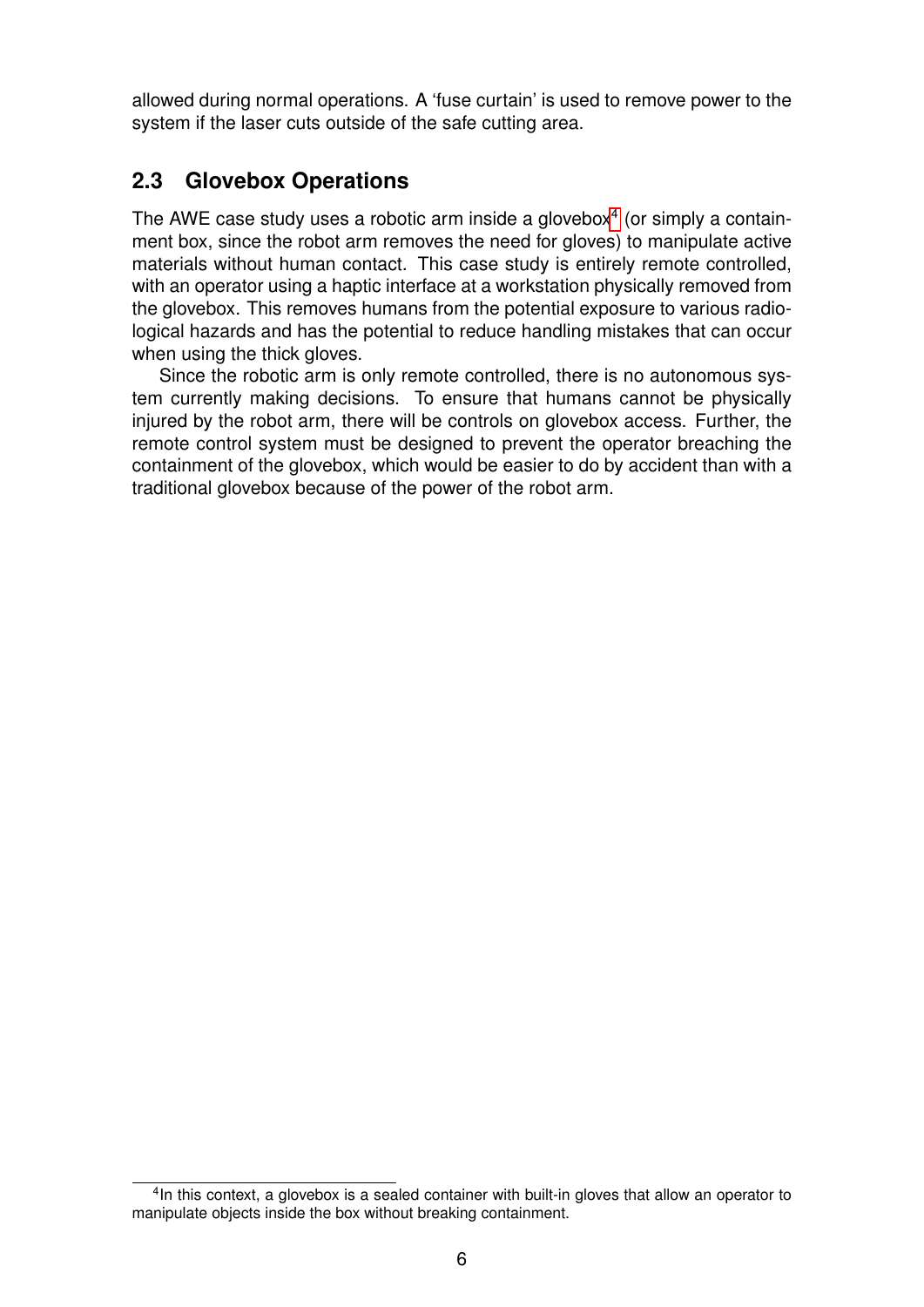allowed during normal operations. A 'fuse curtain' is used to remove power to the system if the laser cuts outside of the safe cutting area.

## 2.3 Glovebox Operations

The AWE case study uses a robotic arm inside a glovebox[4] (or simply a containment box, since the robot arm removes the need for gloves) to manipulate active materials without human contact. This case study is entirely remote controlled, with an operator using a haptic interface at a workstation physically removed from the glovebox. This removes humans from the potential exposure to various radiological hazards and has the potential to reduce handling mistakes that can occur when using the thick gloves.

Since the robotic arm is only remote controlled, there is no autonomous system currently making decisions. To ensure that humans cannot be physically injured by the robot arm, there will be controls on glovebox access. Further, the remote control system must be designed to prevent the operator breaching the containment of the glovebox, which would be easier to do by accident than with a traditional glovebox because of the power of the robot arm.

[4] In this context, a glovebox is a sealed container with built-in gloves that allow an operator to manipulate objects inside the box without breaking containment.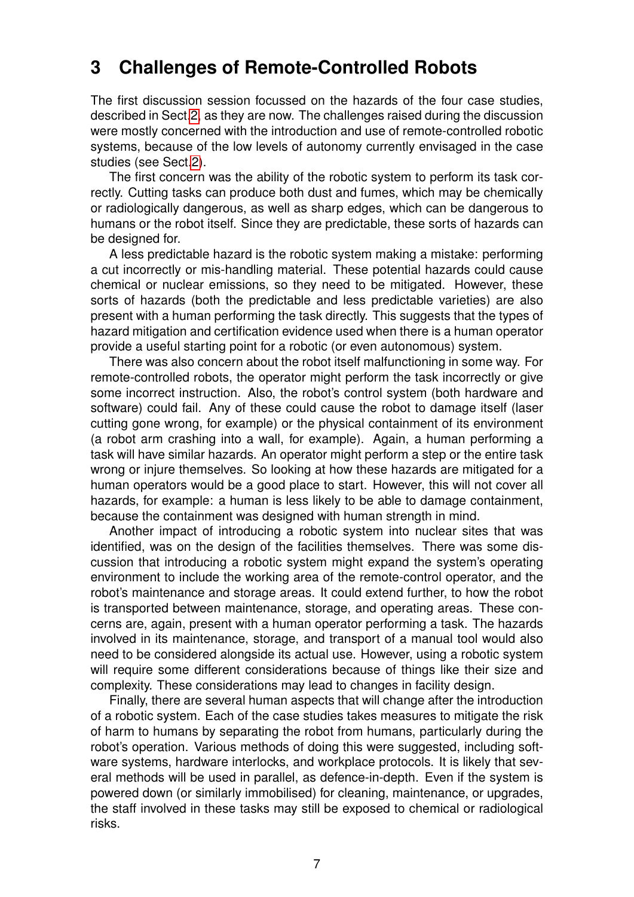## 3 Challenges of Remote-Controlled Robots

The first discussion session focussed on the hazards of the four case studies, described in Sect.2, as they are now. The challenges raised during the discussion were mostly concerned with the introduction and use of remote-controlled robotic systems, because of the low levels of autonomy currently envisaged in the case studies (see Sect.2).

The first concern was the ability of the robotic system to perform its task correctly. Cutting tasks can produce both dust and fumes, which may be chemically or radiologically dangerous, as well as sharp edges, which can be dangerous to humans or the robot itself. Since they are predictable, these sorts of hazards can be designed for.

A less predictable hazard is the robotic system making a mistake: performing a cut incorrectly or mis-handling material. These potential hazards could cause chemical or nuclear emissions, so they need to be mitigated. However, these sorts of hazards (both the predictable and less predictable varieties) are also present with a human performing the task directly. This suggests that the types of hazard mitigation and certification evidence used when there is a human operator provide a useful starting point for a robotic (or even autonomous) system.

There was also concern about the robot itself malfunctioning in some way. For remote-controlled robots, the operator might perform the task incorrectly or give some incorrect instruction. Also, the robot's control system (both hardware and software) could fail. Any of these could cause the robot to damage itself (laser cutting gone wrong, for example) or the physical containment of its environment (a robot arm crashing into a wall, for example). Again, a human performing a task will have similar hazards. An operator might perform a step or the entire task wrong or injure themselves. So looking at how these hazards are mitigated for a human operators would be a good place to start. However, this will not cover all hazards, for example: a human is less likely to be able to damage containment, because the containment was designed with human strength in mind.

Another impact of introducing a robotic system into nuclear sites that was identified, was on the design of the facilities themselves. There was some discussion that introducing a robotic system might expand the system's operating environment to include the working area of the remote-control operator, and the robot's maintenance and storage areas. It could extend further, to how the robot is transported between maintenance, storage, and operating areas. These concerns are, again, present with a human operator performing a task. The hazards involved in its maintenance, storage, and transport of a manual tool would also need to be considered alongside its actual use. However, using a robotic system will require some different considerations because of things like their size and complexity. These considerations may lead to changes in facility design.

Finally, there are several human aspects that will change after the introduction of a robotic system. Each of the case studies takes measures to mitigate the risk of harm to humans by separating the robot from humans, particularly during the robot's operation. Various methods of doing this were suggested, including software systems, hardware interlocks, and workplace protocols. It is likely that several methods will be used in parallel, as defence-in-depth. Even if the system is powered down (or similarly immobilised) for cleaning, maintenance, or upgrades, the staff involved in these tasks may still be exposed to chemical or radiological risks.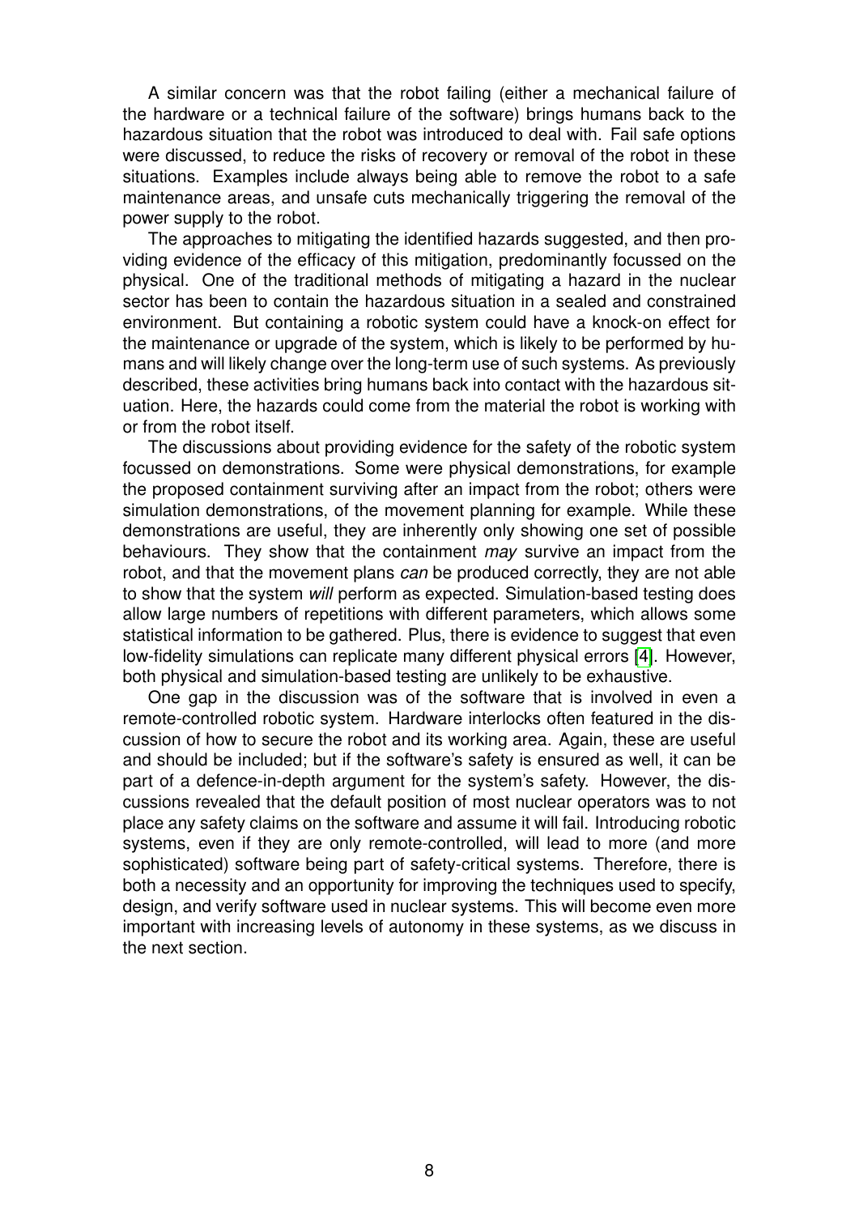A similar concern was that the robot failing (either a mechanical failure of the hardware or a technical failure of the software) brings humans back to the hazardous situation that the robot was introduced to deal with. Fail safe options were discussed, to reduce the risks of recovery or removal of the robot in these situations. Examples include always being able to remove the robot to a safe maintenance areas, and unsafe cuts mechanically triggering the removal of the power supply to the robot.

The approaches to mitigating the identified hazards suggested, and then providing evidence of the efficacy of this mitigation, predominantly focussed on the physical. One of the traditional methods of mitigating a hazard in the nuclear sector has been to contain the hazardous situation in a sealed and constrained environment. But containing a robotic system could have a knock-on effect for the maintenance or upgrade of the system, which is likely to be performed by humans and will likely change over the long-term use of such systems. As previously described, these activities bring humans back into contact with the hazardous situation. Here, the hazards could come from the material the robot is working with or from the robot itself.

The discussions about providing evidence for the safety of the robotic system focussed on demonstrations. Some were physical demonstrations, for example the proposed containment surviving after an impact from the robot; others were simulation demonstrations, of the movement planning for example. While these demonstrations are useful, they are inherently only showing one set of possible behaviours. They show that the containment *may* survive an impact from the robot, and that the movement plans *can* be produced correctly, they are not able to show that the system *will* perform as expected. Simulation-based testing does allow large numbers of repetitions with different parameters, which allows some statistical information to be gathered. Plus, there is evidence to suggest that even low-fidelity simulations can replicate many different physical errors [4]. However, both physical and simulation-based testing are unlikely to be exhaustive.

One gap in the discussion was of the software that is involved in even a remote-controlled robotic system. Hardware interlocks often featured in the discussion of how to secure the robot and its working area. Again, these are useful and should be included; but if the software's safety is ensured as well, it can be part of a defence-in-depth argument for the system's safety. However, the discussions revealed that the default position of most nuclear operators was to not place any safety claims on the software and assume it will fail. Introducing robotic systems, even if they are only remote-controlled, will lead to more (and more sophisticated) software being part of safety-critical systems. Therefore, there is both a necessity and an opportunity for improving the techniques used to specify, design, and verify software used in nuclear systems. This will become even more important with increasing levels of autonomy in these systems, as we discuss in the next section.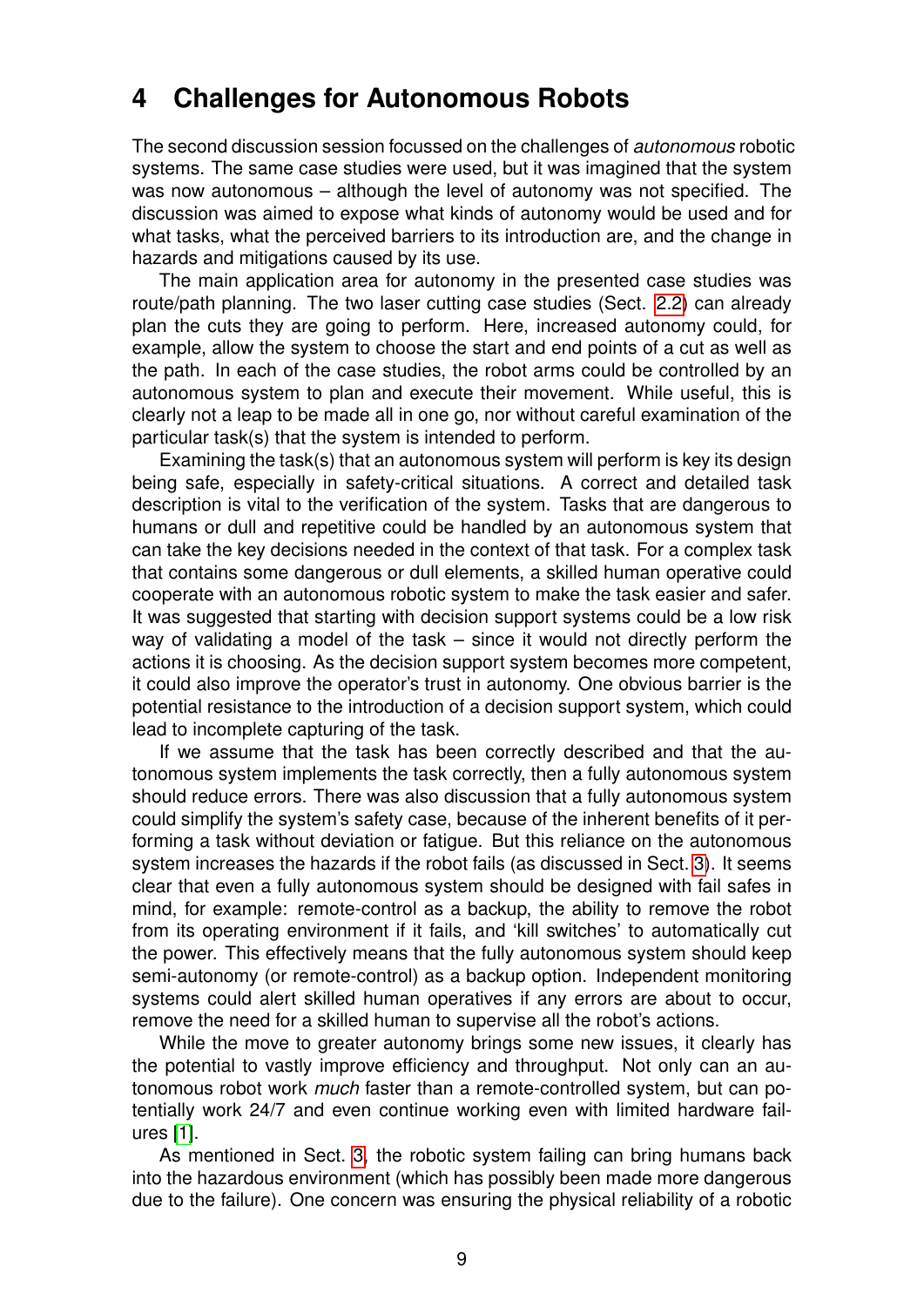## 4 Challenges for Autonomous Robots

The second discussion session focussed on the challenges of *autonomous* robotic systems. The same case studies were used, but it was imagined that the system was now autonomous – although the level of autonomy was not specified. The discussion was aimed to expose what kinds of autonomy would be used and for what tasks, what the perceived barriers to its introduction are, and the change in hazards and mitigations caused by its use.

The main application area for autonomy in the presented case studies was route/path planning. The two laser cutting case studies (Sect. 2.2) can already plan the cuts they are going to perform. Here, increased autonomy could, for example, allow the system to choose the start and end points of a cut as well as the path. In each of the case studies, the robot arms could be controlled by an autonomous system to plan and execute their movement. While useful, this is clearly not a leap to be made all in one go, nor without careful examination of the particular task(s) that the system is intended to perform.

Examining the task(s) that an autonomous system will perform is key its design being safe, especially in safety-critical situations. A correct and detailed task description is vital to the verification of the system. Tasks that are dangerous to humans or dull and repetitive could be handled by an autonomous system that can take the key decisions needed in the context of that task. For a complex task that contains some dangerous or dull elements, a skilled human operative could cooperate with an autonomous robotic system to make the task easier and safer. It was suggested that starting with decision support systems could be a low risk way of validating a model of the task – since it would not directly perform the actions it is choosing. As the decision support system becomes more competent, it could also improve the operator's trust in autonomy. One obvious barrier is the potential resistance to the introduction of a decision support system, which could lead to incomplete capturing of the task.

If we assume that the task has been correctly described and that the autonomous system implements the task correctly, then a fully autonomous system should reduce errors. There was also discussion that a fully autonomous system could simplify the system's safety case, because of the inherent benefits of it performing a task without deviation or fatigue. But this reliance on the autonomous system increases the hazards if the robot fails (as discussed in Sect. 3). It seems clear that even a fully autonomous system should be designed with fail safes in mind, for example: remote-control as a backup, the ability to remove the robot from its operating environment if it fails, and 'kill switches' to automatically cut the power. This effectively means that the fully autonomous system should keep semi-autonomy (or remote-control) as a backup option. Independent monitoring systems could alert skilled human operatives if any errors are about to occur, remove the need for a skilled human to supervise all the robot's actions.

While the move to greater autonomy brings some new issues, it clearly has the potential to vastly improve efficiency and throughput. Not only can an autonomous robot work *much* faster than a remote-controlled system, but can potentially work 24/7 and even continue working even with limited hardware failures [1].

As mentioned in Sect. 3, the robotic system failing can bring humans back into the hazardous environment (which has possibly been made more dangerous due to the failure). One concern was ensuring the physical reliability of a robotic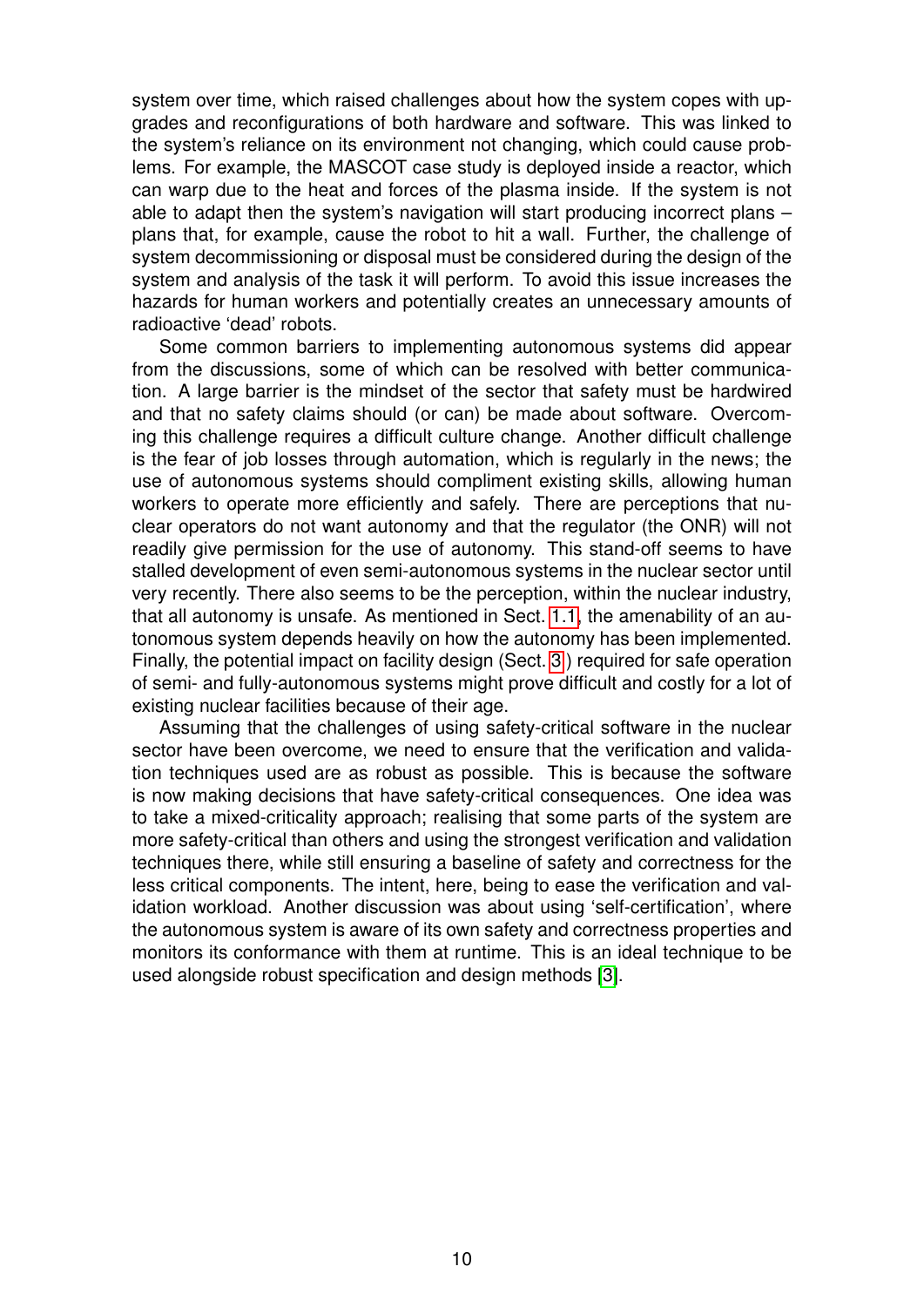system over time, which raised challenges about how the system copes with upgrades and reconfigurations of both hardware and software. This was linked to the system's reliance on its environment not changing, which could cause problems. For example, the MASCOT case study is deployed inside a reactor, which can warp due to the heat and forces of the plasma inside. If the system is not able to adapt then the system's navigation will start producing incorrect plans – plans that, for example, cause the robot to hit a wall. Further, the challenge of system decommissioning or disposal must be considered during the design of the system and analysis of the task it will perform. To avoid this issue increases the hazards for human workers and potentially creates an unnecessary amounts of radioactive 'dead' robots.

Some common barriers to implementing autonomous systems did appear from the discussions, some of which can be resolved with better communication. A large barrier is the mindset of the sector that safety must be hardwired and that no safety claims should (or can) be made about software. Overcoming this challenge requires a difficult culture change. Another difficult challenge is the fear of job losses through automation, which is regularly in the news; the use of autonomous systems should compliment existing skills, allowing human workers to operate more efficiently and safely. There are perceptions that nuclear operators do not want autonomy and that the regulator (the ONR) will not readily give permission for the use of autonomy. This stand-off seems to have stalled development of even semi-autonomous systems in the nuclear sector until very recently. There also seems to be the perception, within the nuclear industry, that all autonomy is unsafe. As mentioned in Sect. 1.1, the amenability of an autonomous system depends heavily on how the autonomy has been implemented. Finally, the potential impact on facility design (Sect. 3) required for safe operation of semi- and fully-autonomous systems might prove difficult and costly for a lot of existing nuclear facilities because of their age.

Assuming that the challenges of using safety-critical software in the nuclear sector have been overcome, we need to ensure that the verification and validation techniques used are as robust as possible. This is because the software is now making decisions that have safety-critical consequences. One idea was to take a mixed-criticality approach; realising that some parts of the system are more safety-critical than others and using the strongest verification and validation techniques there, while still ensuring a baseline of safety and correctness for the less critical components. The intent, here, being to ease the verification and validation workload. Another discussion was about using 'self-certification', where the autonomous system is aware of its own safety and correctness properties and monitors its conformance with them at runtime. This is an ideal technique to be used alongside robust specification and design methods [3].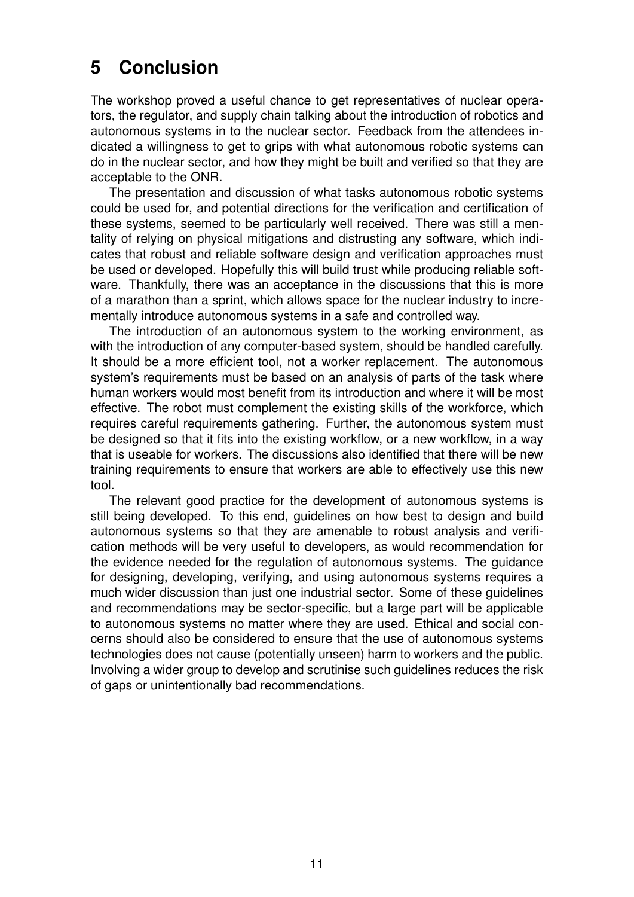# 5 Conclusion

The workshop proved a useful chance to get representatives of nuclear operators, the regulator, and supply chain talking about the introduction of robotics and autonomous systems in to the nuclear sector. Feedback from the attendees indicated a willingness to get to grips with what autonomous robotic systems can do in the nuclear sector, and how they might be built and verified so that they are acceptable to the ONR.

The presentation and discussion of what tasks autonomous robotic systems could be used for, and potential directions for the verification and certification of these systems, seemed to be particularly well received. There was still a mentality of relying on physical mitigations and distrusting any software, which indicates that robust and reliable software design and verification approaches must be used or developed. Hopefully this will build trust while producing reliable software. Thankfully, there was an acceptance in the discussions that this is more of a marathon than a sprint, which allows space for the nuclear industry to incrementally introduce autonomous systems in a safe and controlled way.

The introduction of an autonomous system to the working environment, as with the introduction of any computer-based system, should be handled carefully. It should be a more efficient tool, not a worker replacement. The autonomous system's requirements must be based on an analysis of parts of the task where human workers would most benefit from its introduction and where it will be most effective. The robot must complement the existing skills of the workforce, which requires careful requirements gathering. Further, the autonomous system must be designed so that it fits into the existing workflow, or a new workflow, in a way that is useable for workers. The discussions also identified that there will be new training requirements to ensure that workers are able to effectively use this new tool.

The relevant good practice for the development of autonomous systems is still being developed. To this end, guidelines on how best to design and build autonomous systems so that they are amenable to robust analysis and verification methods will be very useful to developers, as would recommendation for the evidence needed for the regulation of autonomous systems. The guidance for designing, developing, verifying, and using autonomous systems requires a much wider discussion than just one industrial sector. Some of these guidelines and recommendations may be sector-specific, but a large part will be applicable to autonomous systems no matter where they are used. Ethical and social concerns should also be considered to ensure that the use of autonomous systems technologies does not cause (potentially unseen) harm to workers and the public. Involving a wider group to develop and scrutinise such guidelines reduces the risk of gaps or unintentionally bad recommendations.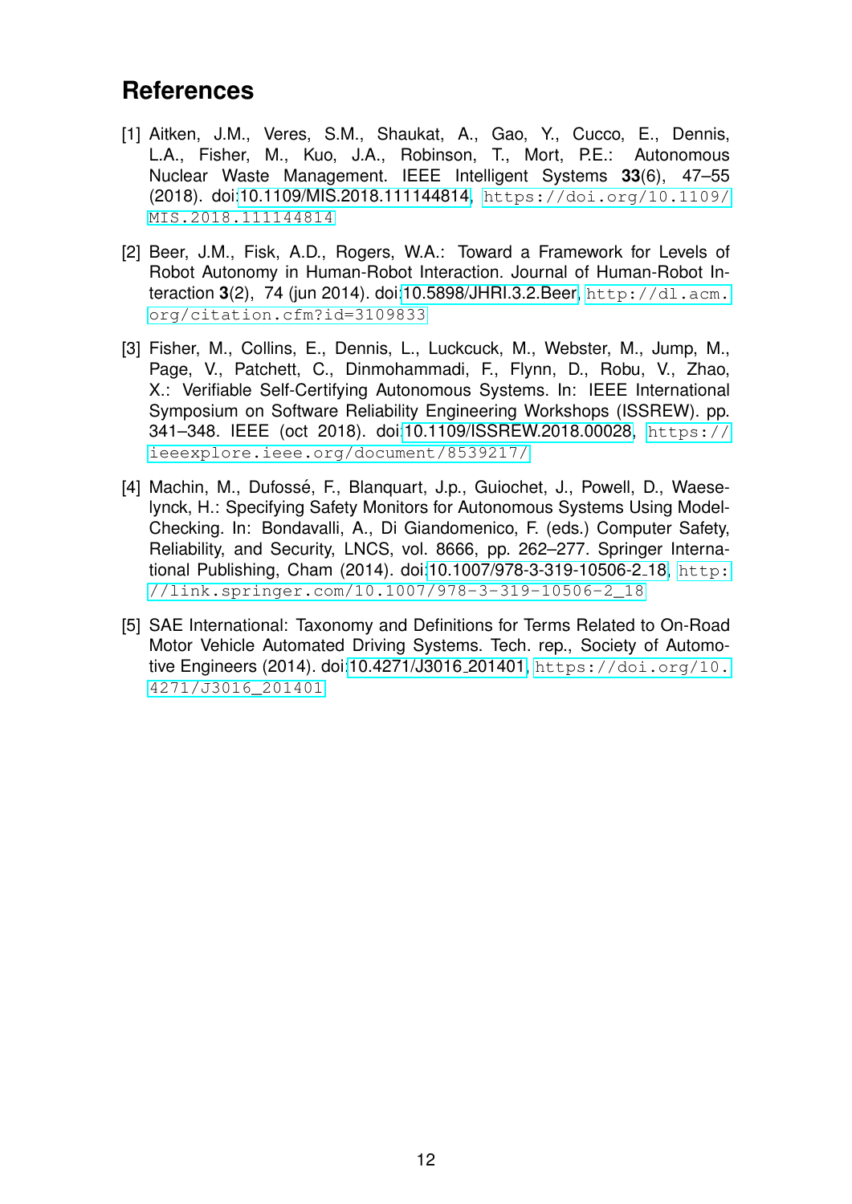# References

[1] Aitken, J.M., Veres, S.M., Shaukat, A., Gao, Y., Cucco, E., Dennis, L.A., Fisher, M., Kuo, J.A., Robinson, T., Mort, P.E.: Autonomous Nuclear Waste Management. IEEE Intelligent Systems **33**(6), 47–55 (2018). doi:10.1109/MIS.2018.111144814, https://doi.org/10.1109/MIS.2018.111144814

[2] Beer, J.M., Fisk, A.D., Rogers, W.A.: Toward a Framework for Levels of Robot Autonomy in Human-Robot Interaction. Journal of Human-Robot Interaction **3**(2), 74 (jun 2014). doi:10.5898/JHRI.3.2.Beer, http://dl.acm.org/citation.cfm?id=3109833

[3] Fisher, M., Collins, E., Dennis, L., Luckcuck, M., Webster, M., Jump, M., Page, V., Patchett, C., Dinmohammadi, F., Flynn, D., Robu, V., Zhao, X.: Verifiable Self-Certifying Autonomous Systems. In: IEEE International Symposium on Software Reliability Engineering Workshops (ISSREW). pp. 341–348. IEEE (oct 2018). doi:10.1109/ISSREW.2018.00028, https://ieeexplore.ieee.org/document/8539217/

[4] Machin, M., Dufossé, F., Blanquart, J.p., Guiochet, J., Powell, D., Waeselynck, H.: Specifying Safety Monitors for Autonomous Systems Using Model-Checking. In: Bondavalli, A., Di Giandomenico, F. (eds.) Computer Safety, Reliability, and Security, LNCS, vol. 8666, pp. 262–277. Springer International Publishing, Cham (2014). doi:10.1007/978-3-319-10506-2_18, http://link.springer.com/10.1007/978-3-319-10506-2_18

[5] SAE International: Taxonomy and Definitions for Terms Related to On-Road Motor Vehicle Automated Driving Systems. Tech. rep., Society of Automotive Engineers (2014). doi:10.4271/J3016_201401, https://doi.org/10.4271/J3016_201401